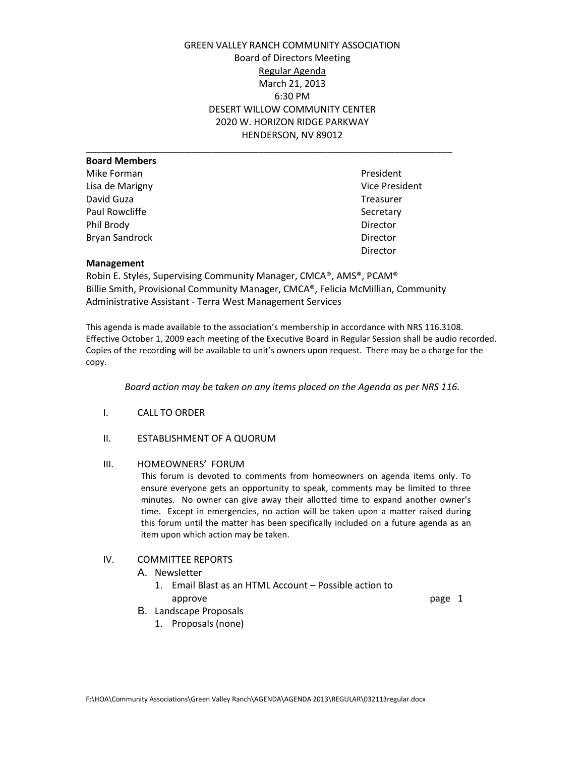GREEN VALLEY RANCH COMMUNITY ASSOCIATION
Board of Directors Meeting
Regular Agenda
March 21, 2013
6:30 PM
DESERT WILLOW COMMUNITY CENTER
2020 W. HORIZON RIDGE PARKWAY
HENDERSON, NV 89012

---

**Board Members**

| | |
|---|---|
| Mike Forman | President |
| Lisa de Marigny | Vice President |
| David Guza | Treasurer |
| Paul Rowcliffe | Secretary |
| Phil Brody | Director |
| Bryan Sandrock | Director |
| | Director |

**Management**

Robin E. Styles, Supervising Community Manager, CMCA®, AMS®, PCAM®
Billie Smith, Provisional Community Manager, CMCA®, Felicia McMillian, Community Administrative Assistant - Terra West Management Services

This agenda is made available to the association's membership in accordance with NRS 116.3108. Effective October 1, 2009 each meeting of the Executive Board in Regular Session shall be audio recorded. Copies of the recording will be available to unit's owners upon request. There may be a charge for the copy.

*Board action may be taken on any items placed on the Agenda as per NRS 116.*

I. CALL TO ORDER

II. ESTABLISHMENT OF A QUORUM

III. HOMEOWNERS' FORUM

This forum is devoted to comments from homeowners on agenda items only. To ensure everyone gets an opportunity to speak, comments may be limited to three minutes. No owner can give away their allotted time to expand another owner's time. Except in emergencies, no action will be taken upon a matter raised during this forum until the matter has been specifically included on a future agenda as an item upon which action may be taken.

IV. COMMITTEE REPORTS

A. Newsletter
   1. Email Blast as an HTML Account – Possible action to approve ... page 1

B. Landscape Proposals
   1. Proposals (none)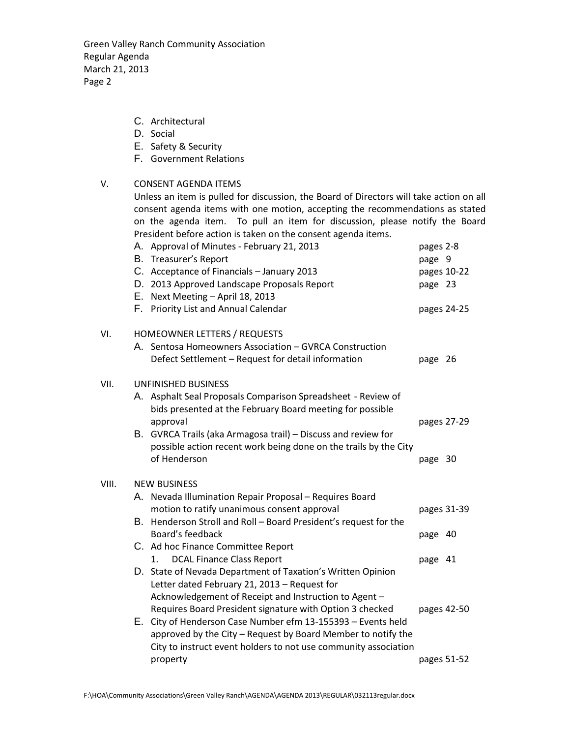C. Architectural
D. Social
E. Safety & Security
F. Government Relations

V. CONSENT AGENDA ITEMS

Unless an item is pulled for discussion, the Board of Directors will take action on all consent agenda items with one motion, accepting the recommendations as stated on the agenda item. To pull an item for discussion, please notify the Board President before action is taken on the consent agenda items.

| | | |
|---|---|---|
| A. | Approval of Minutes - February 21, 2013 | pages 2-8 |
| B. | Treasurer's Report | page 9 |
| C. | Acceptance of Financials – January 2013 | pages 10-22 |
| D. | 2013 Approved Landscape Proposals Report | page 23 |
| E. | Next Meeting – April 18, 2013 | |
| F. | Priority List and Annual Calendar | pages 24-25 |

VI. HOMEOWNER LETTERS / REQUESTS

| | | |
|---|---|---|
| A. | Sentosa Homeowners Association – GVRCA Construction Defect Settlement – Request for detail information | page 26 |

VII. UNFINISHED BUSINESS

| | | |
|---|---|---|
| A. | Asphalt Seal Proposals Comparison Spreadsheet - Review of bids presented at the February Board meeting for possible approval | pages 27-29 |
| B. | GVRCA Trails (aka Armagosa trail) – Discuss and review for possible action recent work being done on the trails by the City of Henderson | page 30 |

VIII. NEW BUSINESS

| | | |
|---|---|---|
| A. | Nevada Illumination Repair Proposal – Requires Board motion to ratify unanimous consent approval | pages 31-39 |
| B. | Henderson Stroll and Roll – Board President's request for the Board's feedback | page 40 |
| C. | Ad hoc Finance Committee Report<br>1. DCAL Finance Class Report | page 41 |
| D. | State of Nevada Department of Taxation's Written Opinion Letter dated February 21, 2013 – Request for Acknowledgement of Receipt and Instruction to Agent – Requires Board President signature with Option 3 checked | pages 42-50 |
| E. | City of Henderson Case Number efm 13-155393 – Events held approved by the City – Request by Board Member to notify the City to instruct event holders to not use community association property | pages 51-52 |

F:\HOA\Community Associations\Green Valley Ranch\AGENDA\AGENDA 2013\REGULAR\032113regular.docx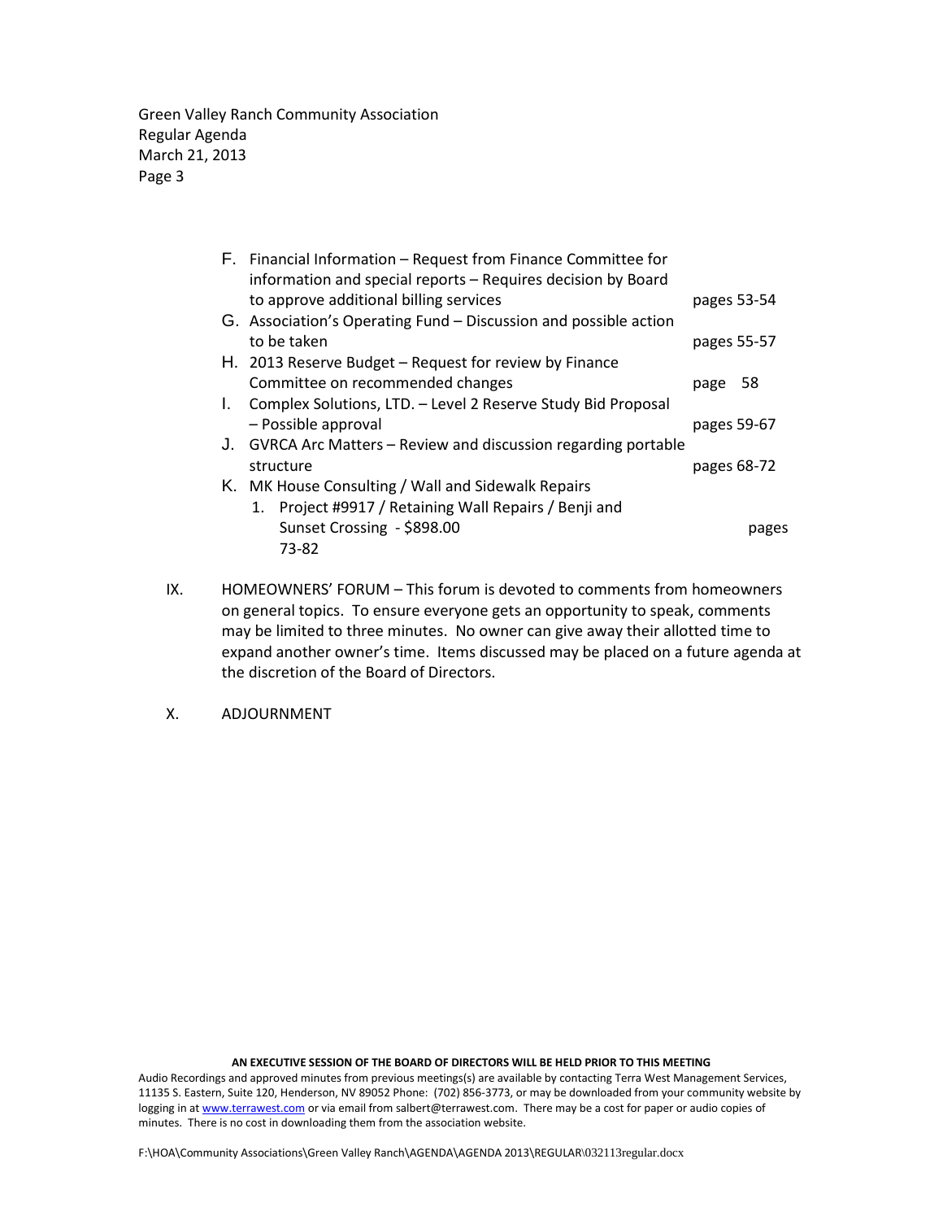F. Financial Information – Request from Finance Committee for information and special reports – Requires decision by Board to approve additional billing services pages 53-54

G. Association's Operating Fund – Discussion and possible action to be taken pages 55-57

H. 2013 Reserve Budget – Request for review by Finance Committee on recommended changes page 58

I. Complex Solutions, LTD. – Level 2 Reserve Study Bid Proposal – Possible approval pages 59-67

J. GVRCA Arc Matters – Review and discussion regarding portable structure pages 68-72

K. MK House Consulting / Wall and Sidewalk Repairs
   1. Project #9917 / Retaining Wall Repairs / Benji and Sunset Crossing - $898.00 pages 73-82

IX. HOMEOWNERS' FORUM – This forum is devoted to comments from homeowners on general topics. To ensure everyone gets an opportunity to speak, comments may be limited to three minutes. No owner can give away their allotted time to expand another owner's time. Items discussed may be placed on a future agenda at the discretion of the Board of Directors.

X. ADJOURNMENT

**AN EXECUTIVE SESSION OF THE BOARD OF DIRECTORS WILL BE HELD PRIOR TO THIS MEETING**

Audio Recordings and approved minutes from previous meetings(s) are available by contacting Terra West Management Services, 11135 S. Eastern, Suite 120, Henderson, NV 89052 Phone: (702) 856-3773, or may be downloaded from your community website by logging in at www.terrawest.com or via email from salbert@terrawest.com. There may be a cost for paper or audio copies of minutes. There is no cost in downloading them from the association website.

F:\HOA\Community Associations\Green Valley Ranch\AGENDA\AGENDA 2013\REGULAR\032113regular.docx